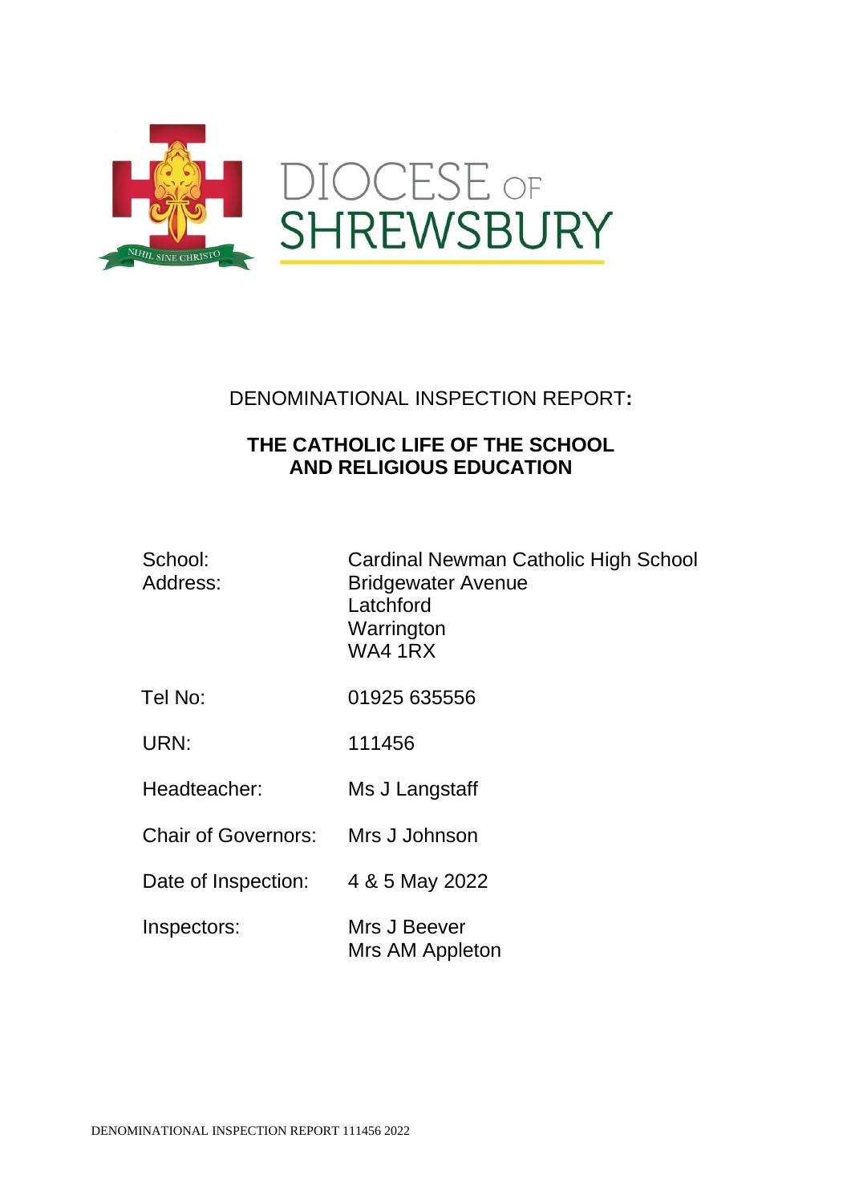DIOCESE OF SHREWSBURY

NIHIL SINE CHRISTO

# DENOMINATIONAL INSPECTION REPORT:

## THE CATHOLIC LIFE OF THE SCHOOL AND RELIGIOUS EDUCATION

| | |
|---|---|
| School: | Cardinal Newman Catholic High School |
| Address: | Bridgewater Avenue<br>Latchford<br>Warrington<br>WA4 1RX |
| Tel No: | 01925 635556 |
| URN: | 111456 |
| Headteacher: | Ms J Langstaff |
| Chair of Governors: | Mrs J Johnson |
| Date of Inspection: | 4 & 5 May 2022 |
| Inspectors: | Mrs J Beever<br>Mrs AM Appleton |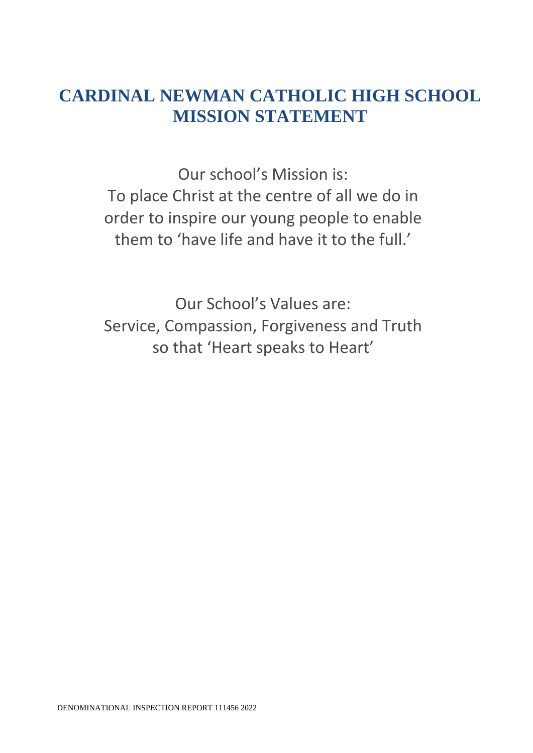# CARDINAL NEWMAN CATHOLIC HIGH SCHOOL MISSION STATEMENT

Our school's Mission is:
To place Christ at the centre of all we do in order to inspire our young people to enable them to 'have life and have it to the full.'

Our School's Values are:
Service, Compassion, Forgiveness and Truth so that 'Heart speaks to Heart'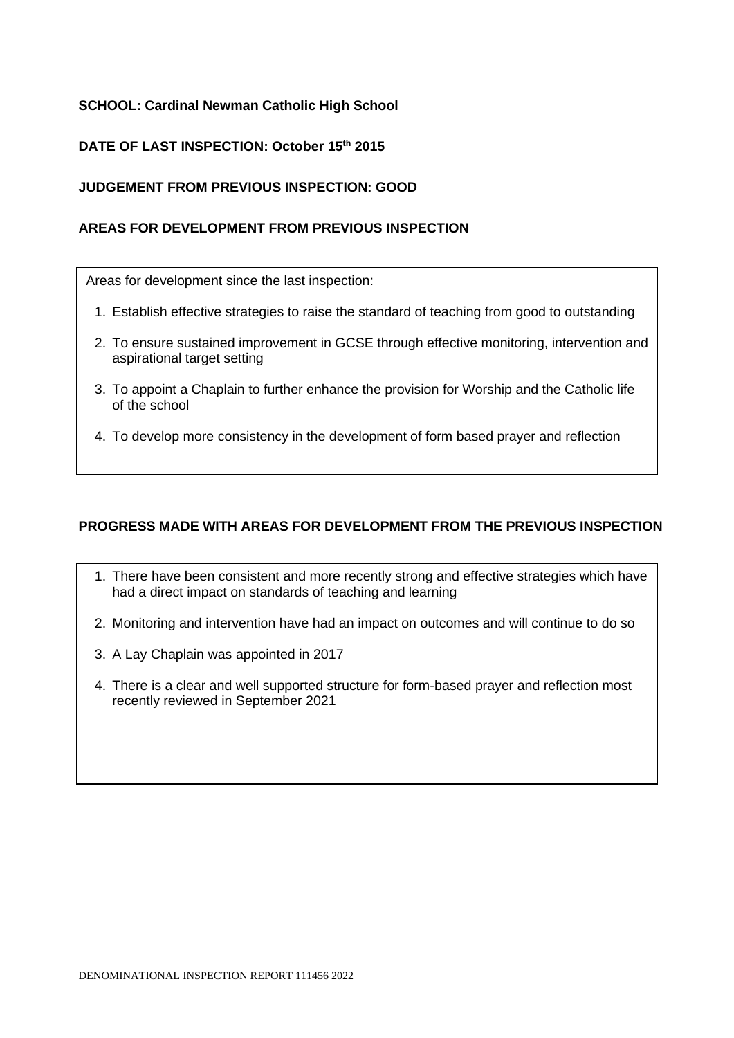**SCHOOL: Cardinal Newman Catholic High School**

**DATE OF LAST INSPECTION: October 15th 2015**

**JUDGEMENT FROM PREVIOUS INSPECTION: GOOD**

**AREAS FOR DEVELOPMENT FROM PREVIOUS INSPECTION**

Areas for development since the last inspection:

1. Establish effective strategies to raise the standard of teaching from good to outstanding
2. To ensure sustained improvement in GCSE through effective monitoring, intervention and aspirational target setting
3. To appoint a Chaplain to further enhance the provision for Worship and the Catholic life of the school
4. To develop more consistency in the development of form based prayer and reflection

**PROGRESS MADE WITH AREAS FOR DEVELOPMENT FROM THE PREVIOUS INSPECTION**

1. There have been consistent and more recently strong and effective strategies which have had a direct impact on standards of teaching and learning
2. Monitoring and intervention have had an impact on outcomes and will continue to do so
3. A Lay Chaplain was appointed in 2017
4. There is a clear and well supported structure for form-based prayer and reflection most recently reviewed in September 2021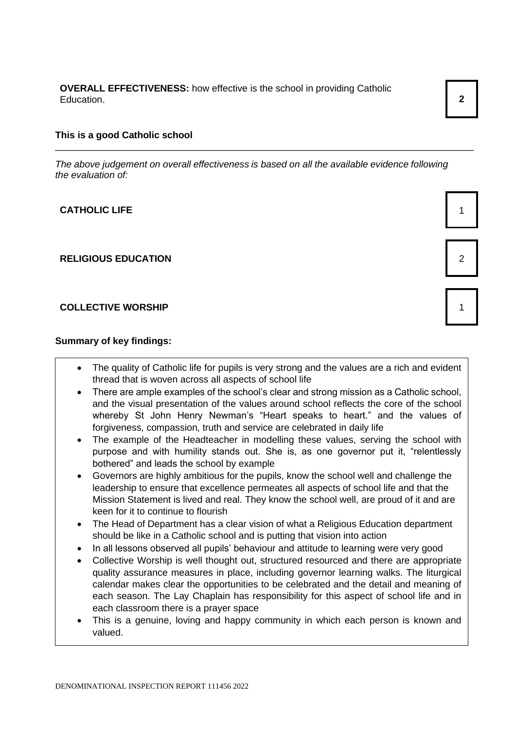**OVERALL EFFECTIVENESS:** how effective is the school in providing Catholic Education. **2**

**This is a good Catholic school**

---

*The above judgement on overall effectiveness is based on all the available evidence following the evaluation of:*

| | |
|---|---|
| **CATHOLIC LIFE** | 1 |
| **RELIGIOUS EDUCATION** | 2 |
| **COLLECTIVE WORSHIP** | 1 |

**Summary of key findings:**

- The quality of Catholic life for pupils is very strong and the values are a rich and evident thread that is woven across all aspects of school life
- There are ample examples of the school's clear and strong mission as a Catholic school, and the visual presentation of the values around school reflects the core of the school whereby St John Henry Newman's "Heart speaks to heart." and the values of forgiveness, compassion, truth and service are celebrated in daily life
- The example of the Headteacher in modelling these values, serving the school with purpose and with humility stands out. She is, as one governor put it, "relentlessly bothered" and leads the school by example
- Governors are highly ambitious for the pupils, know the school well and challenge the leadership to ensure that excellence permeates all aspects of school life and that the Mission Statement is lived and real. They know the school well, are proud of it and are keen for it to continue to flourish
- The Head of Department has a clear vision of what a Religious Education department should be like in a Catholic school and is putting that vision into action
- In all lessons observed all pupils' behaviour and attitude to learning were very good
- Collective Worship is well thought out, structured resourced and there are appropriate quality assurance measures in place, including governor learning walks. The liturgical calendar makes clear the opportunities to be celebrated and the detail and meaning of each season. The Lay Chaplain has responsibility for this aspect of school life and in each classroom there is a prayer space
- This is a genuine, loving and happy community in which each person is known and valued.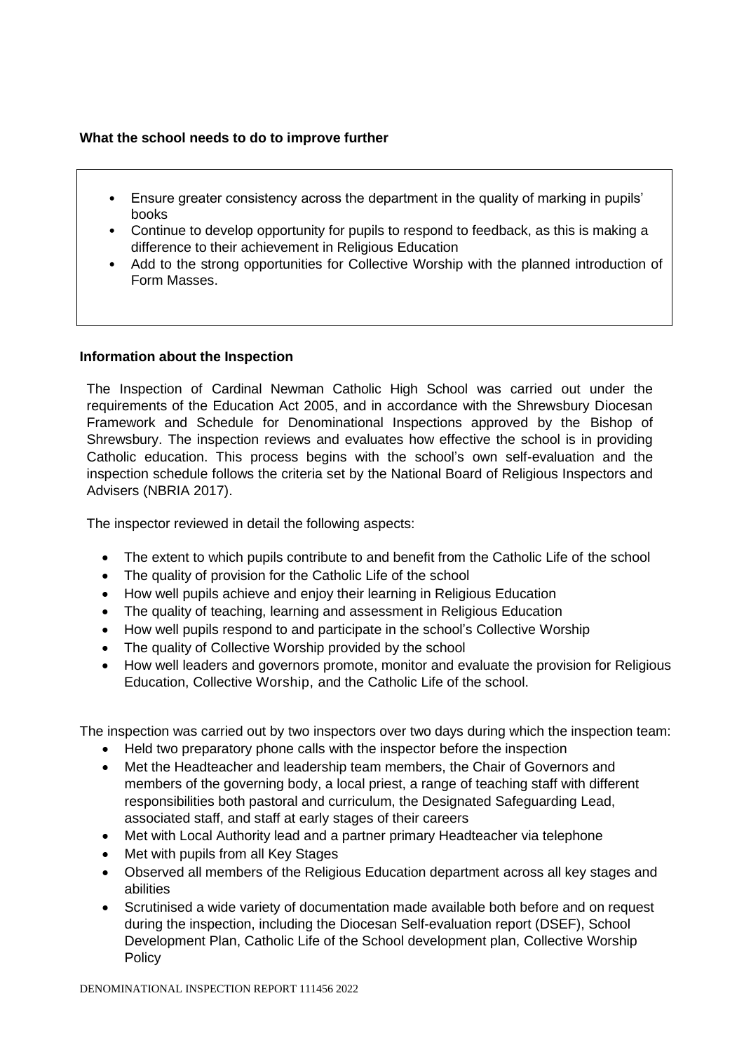**What the school needs to do to improve further**

- Ensure greater consistency across the department in the quality of marking in pupils' books
- Continue to develop opportunity for pupils to respond to feedback, as this is making a difference to their achievement in Religious Education
- Add to the strong opportunities for Collective Worship with the planned introduction of Form Masses.

**Information about the Inspection**

The Inspection of Cardinal Newman Catholic High School was carried out under the requirements of the Education Act 2005, and in accordance with the Shrewsbury Diocesan Framework and Schedule for Denominational Inspections approved by the Bishop of Shrewsbury. The inspection reviews and evaluates how effective the school is in providing Catholic education. This process begins with the school's own self-evaluation and the inspection schedule follows the criteria set by the National Board of Religious Inspectors and Advisers (NBRIA 2017).

The inspector reviewed in detail the following aspects:

- The extent to which pupils contribute to and benefit from the Catholic Life of the school
- The quality of provision for the Catholic Life of the school
- How well pupils achieve and enjoy their learning in Religious Education
- The quality of teaching, learning and assessment in Religious Education
- How well pupils respond to and participate in the school's Collective Worship
- The quality of Collective Worship provided by the school
- How well leaders and governors promote, monitor and evaluate the provision for Religious Education, Collective Worship, and the Catholic Life of the school.

The inspection was carried out by two inspectors over two days during which the inspection team:

- Held two preparatory phone calls with the inspector before the inspection
- Met the Headteacher and leadership team members, the Chair of Governors and members of the governing body, a local priest, a range of teaching staff with different responsibilities both pastoral and curriculum, the Designated Safeguarding Lead, associated staff, and staff at early stages of their careers
- Met with Local Authority lead and a partner primary Headteacher via telephone
- Met with pupils from all Key Stages
- Observed all members of the Religious Education department across all key stages and abilities
- Scrutinised a wide variety of documentation made available both before and on request during the inspection, including the Diocesan Self-evaluation report (DSEF), School Development Plan, Catholic Life of the School development plan, Collective Worship Policy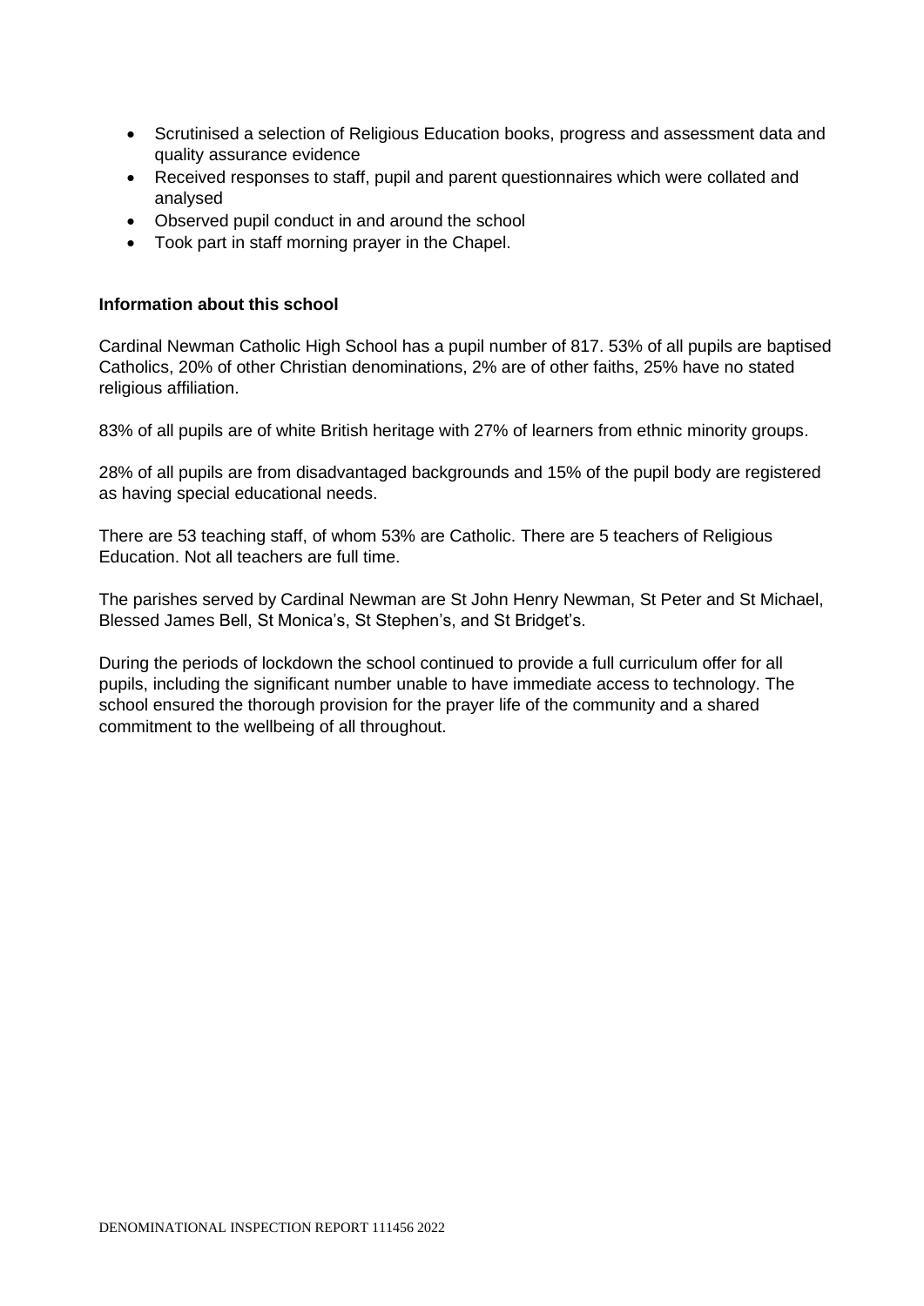- Scrutinised a selection of Religious Education books, progress and assessment data and quality assurance evidence
- Received responses to staff, pupil and parent questionnaires which were collated and analysed
- Observed pupil conduct in and around the school
- Took part in staff morning prayer in the Chapel.

**Information about this school**

Cardinal Newman Catholic High School has a pupil number of 817. 53% of all pupils are baptised Catholics, 20% of other Christian denominations, 2% are of other faiths, 25% have no stated religious affiliation.

83% of all pupils are of white British heritage with 27% of learners from ethnic minority groups.

28% of all pupils are from disadvantaged backgrounds and 15% of the pupil body are registered as having special educational needs.

There are 53 teaching staff, of whom 53% are Catholic. There are 5 teachers of Religious Education. Not all teachers are full time.

The parishes served by Cardinal Newman are St John Henry Newman, St Peter and St Michael, Blessed James Bell, St Monica's, St Stephen's, and St Bridget's.

During the periods of lockdown the school continued to provide a full curriculum offer for all pupils, including the significant number unable to have immediate access to technology. The school ensured the thorough provision for the prayer life of the community and a shared commitment to the wellbeing of all throughout.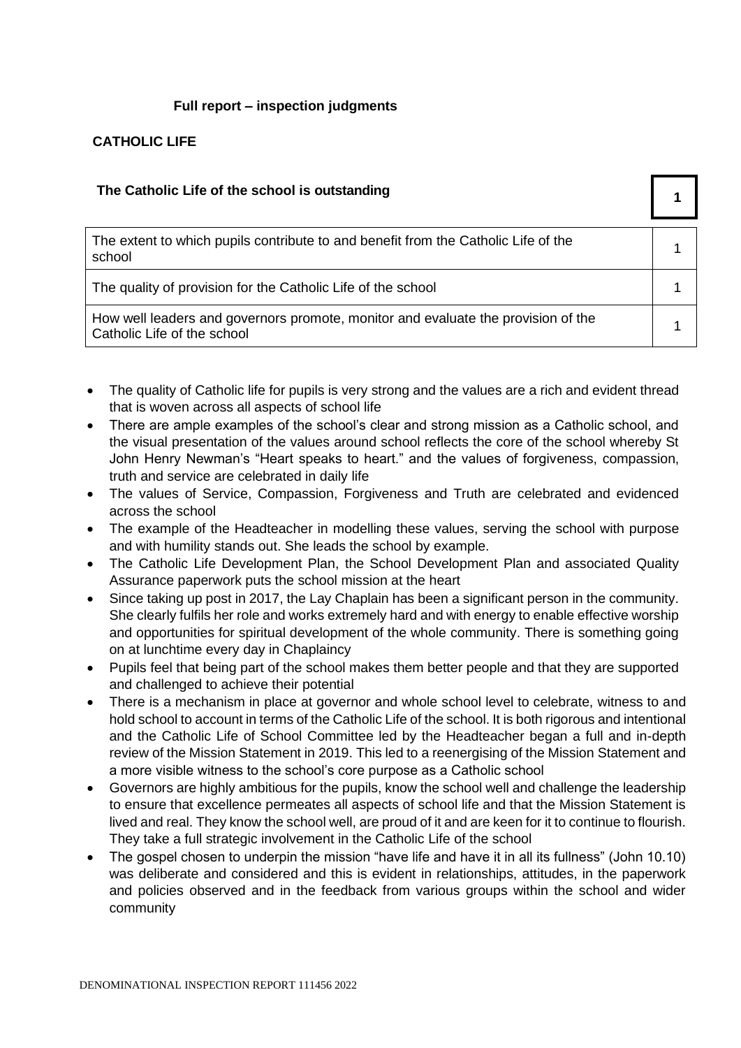**Full report – inspection judgments**

## CATHOLIC LIFE

| The Catholic Life of the school is outstanding | 1 |
|---|---|
| The extent to which pupils contribute to and benefit from the Catholic Life of the school | 1 |
| The quality of provision for the Catholic Life of the school | 1 |
| How well leaders and governors promote, monitor and evaluate the provision of the Catholic Life of the school | 1 |

- The quality of Catholic life for pupils is very strong and the values are a rich and evident thread that is woven across all aspects of school life
- There are ample examples of the school's clear and strong mission as a Catholic school, and the visual presentation of the values around school reflects the core of the school whereby St John Henry Newman's "Heart speaks to heart." and the values of forgiveness, compassion, truth and service are celebrated in daily life
- The values of Service, Compassion, Forgiveness and Truth are celebrated and evidenced across the school
- The example of the Headteacher in modelling these values, serving the school with purpose and with humility stands out. She leads the school by example.
- The Catholic Life Development Plan, the School Development Plan and associated Quality Assurance paperwork puts the school mission at the heart
- Since taking up post in 2017, the Lay Chaplain has been a significant person in the community. She clearly fulfils her role and works extremely hard and with energy to enable effective worship and opportunities for spiritual development of the whole community. There is something going on at lunchtime every day in Chaplaincy
- Pupils feel that being part of the school makes them better people and that they are supported and challenged to achieve their potential
- There is a mechanism in place at governor and whole school level to celebrate, witness to and hold school to account in terms of the Catholic Life of the school. It is both rigorous and intentional and the Catholic Life of School Committee led by the Headteacher began a full and in-depth review of the Mission Statement in 2019. This led to a reenergising of the Mission Statement and a more visible witness to the school's core purpose as a Catholic school
- Governors are highly ambitious for the pupils, know the school well and challenge the leadership to ensure that excellence permeates all aspects of school life and that the Mission Statement is lived and real. They know the school well, are proud of it and are keen for it to continue to flourish. They take a full strategic involvement in the Catholic Life of the school
- The gospel chosen to underpin the mission "have life and have it in all its fullness" (John 10.10) was deliberate and considered and this is evident in relationships, attitudes, in the paperwork and policies observed and in the feedback from various groups within the school and wider community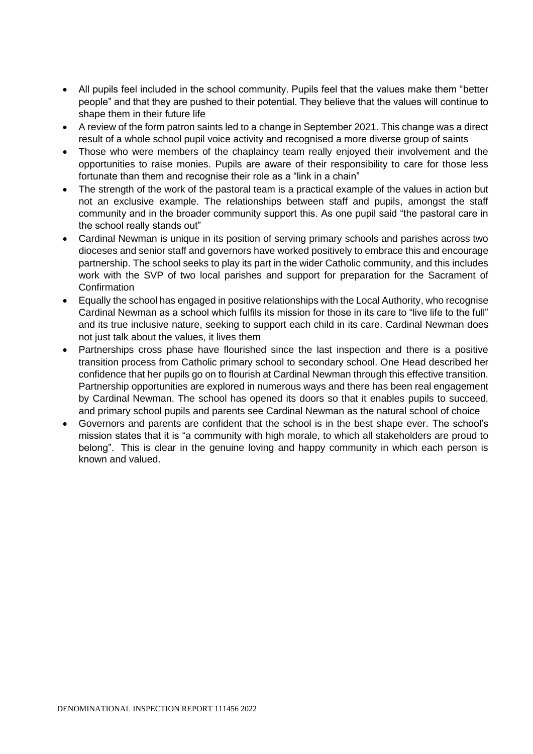- All pupils feel included in the school community. Pupils feel that the values make them "better people" and that they are pushed to their potential. They believe that the values will continue to shape them in their future life
- A review of the form patron saints led to a change in September 2021. This change was a direct result of a whole school pupil voice activity and recognised a more diverse group of saints
- Those who were members of the chaplaincy team really enjoyed their involvement and the opportunities to raise monies. Pupils are aware of their responsibility to care for those less fortunate than them and recognise their role as a "link in a chain"
- The strength of the work of the pastoral team is a practical example of the values in action but not an exclusive example. The relationships between staff and pupils, amongst the staff community and in the broader community support this. As one pupil said "the pastoral care in the school really stands out"
- Cardinal Newman is unique in its position of serving primary schools and parishes across two dioceses and senior staff and governors have worked positively to embrace this and encourage partnership. The school seeks to play its part in the wider Catholic community, and this includes work with the SVP of two local parishes and support for preparation for the Sacrament of Confirmation
- Equally the school has engaged in positive relationships with the Local Authority, who recognise Cardinal Newman as a school which fulfils its mission for those in its care to "live life to the full" and its true inclusive nature, seeking to support each child in its care. Cardinal Newman does not just talk about the values, it lives them
- Partnerships cross phase have flourished since the last inspection and there is a positive transition process from Catholic primary school to secondary school. One Head described her confidence that her pupils go on to flourish at Cardinal Newman through this effective transition. Partnership opportunities are explored in numerous ways and there has been real engagement by Cardinal Newman. The school has opened its doors so that it enables pupils to succeed, and primary school pupils and parents see Cardinal Newman as the natural school of choice
- Governors and parents are confident that the school is in the best shape ever. The school's mission states that it is "a community with high morale, to which all stakeholders are proud to belong". This is clear in the genuine loving and happy community in which each person is known and valued.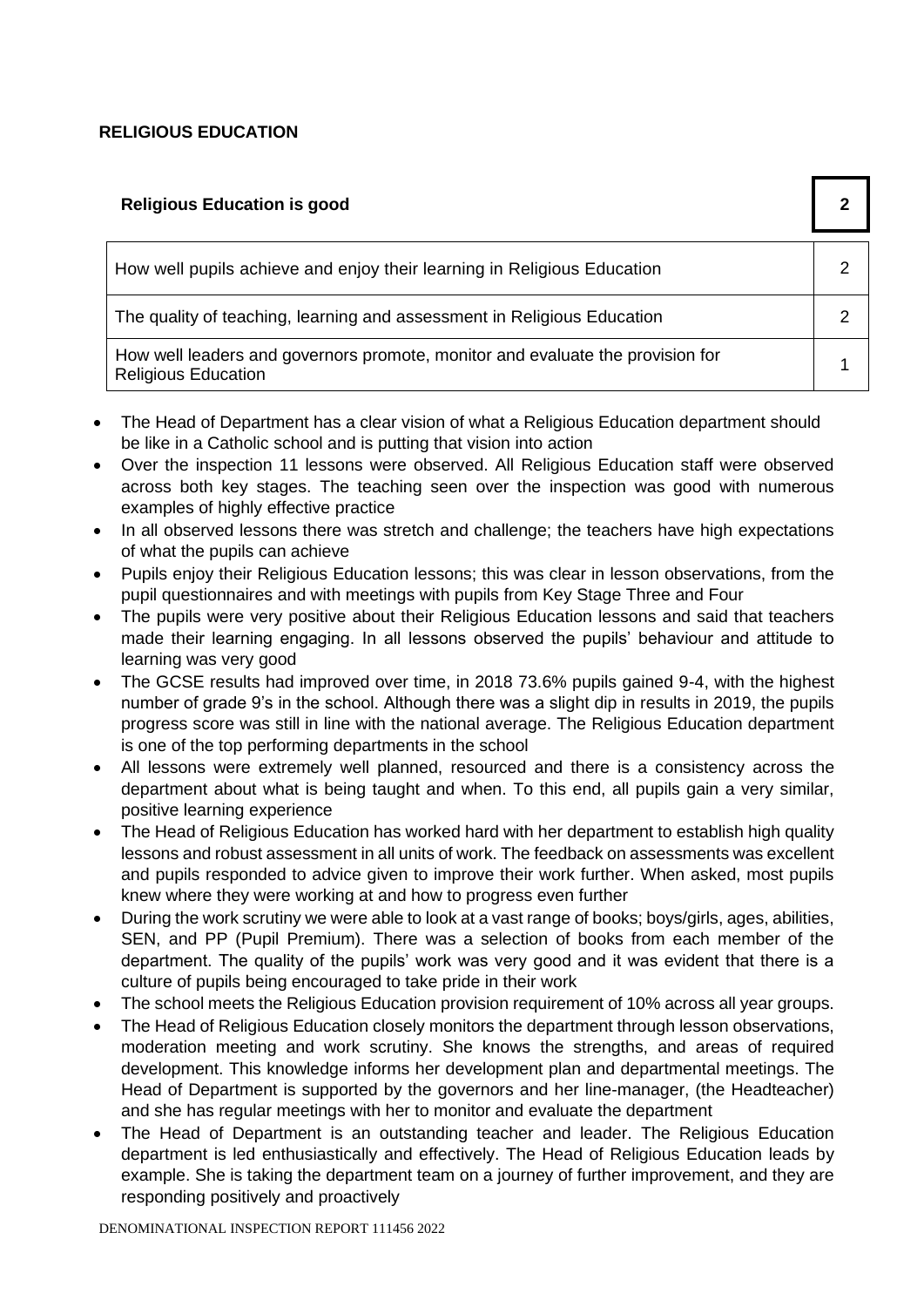## RELIGIOUS EDUCATION

| Religious Education is good | 2 |
|---|---|
| How well pupils achieve and enjoy their learning in Religious Education | 2 |
| The quality of teaching, learning and assessment in Religious Education | 2 |
| How well leaders and governors promote, monitor and evaluate the provision for Religious Education | 1 |

- The Head of Department has a clear vision of what a Religious Education department should be like in a Catholic school and is putting that vision into action
- Over the inspection 11 lessons were observed. All Religious Education staff were observed across both key stages. The teaching seen over the inspection was good with numerous examples of highly effective practice
- In all observed lessons there was stretch and challenge; the teachers have high expectations of what the pupils can achieve
- Pupils enjoy their Religious Education lessons; this was clear in lesson observations, from the pupil questionnaires and with meetings with pupils from Key Stage Three and Four
- The pupils were very positive about their Religious Education lessons and said that teachers made their learning engaging. In all lessons observed the pupils' behaviour and attitude to learning was very good
- The GCSE results had improved over time, in 2018 73.6% pupils gained 9-4, with the highest number of grade 9's in the school. Although there was a slight dip in results in 2019, the pupils progress score was still in line with the national average. The Religious Education department is one of the top performing departments in the school
- All lessons were extremely well planned, resourced and there is a consistency across the department about what is being taught and when. To this end, all pupils gain a very similar, positive learning experience
- The Head of Religious Education has worked hard with her department to establish high quality lessons and robust assessment in all units of work. The feedback on assessments was excellent and pupils responded to advice given to improve their work further. When asked, most pupils knew where they were working at and how to progress even further
- During the work scrutiny we were able to look at a vast range of books; boys/girls, ages, abilities, SEN, and PP (Pupil Premium). There was a selection of books from each member of the department. The quality of the pupils' work was very good and it was evident that there is a culture of pupils being encouraged to take pride in their work
- The school meets the Religious Education provision requirement of 10% across all year groups.
- The Head of Religious Education closely monitors the department through lesson observations, moderation meeting and work scrutiny. She knows the strengths, and areas of required development. This knowledge informs her development plan and departmental meetings. The Head of Department is supported by the governors and her line-manager, (the Headteacher) and she has regular meetings with her to monitor and evaluate the department
- The Head of Department is an outstanding teacher and leader. The Religious Education department is led enthusiastically and effectively. The Head of Religious Education leads by example. She is taking the department team on a journey of further improvement, and they are responding positively and proactively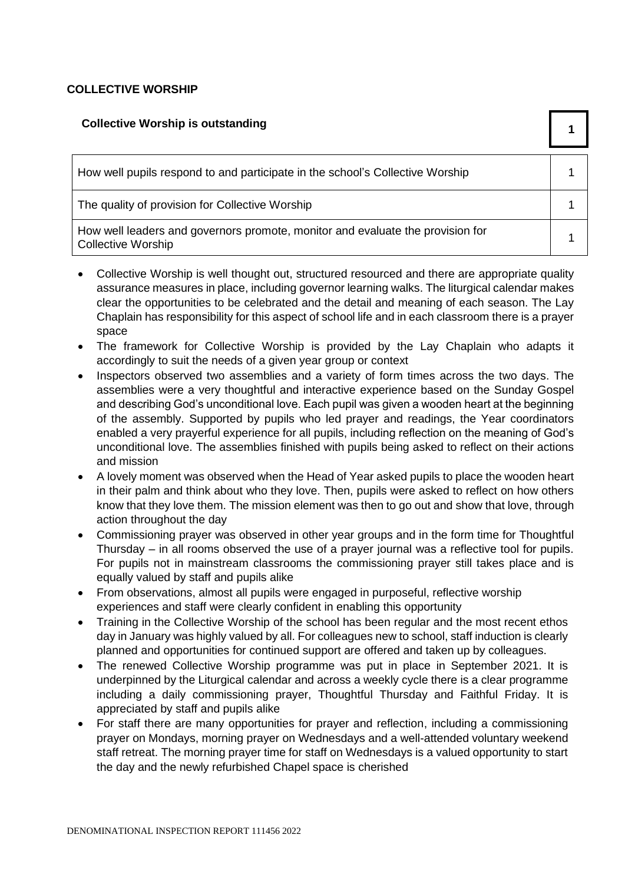## COLLECTIVE WORSHIP

| **Collective Worship is outstanding** | **1** |
|---|---|
| How well pupils respond to and participate in the school's Collective Worship | 1 |
| The quality of provision for Collective Worship | 1 |
| How well leaders and governors promote, monitor and evaluate the provision for Collective Worship | 1 |

- Collective Worship is well thought out, structured resourced and there are appropriate quality assurance measures in place, including governor learning walks. The liturgical calendar makes clear the opportunities to be celebrated and the detail and meaning of each season. The Lay Chaplain has responsibility for this aspect of school life and in each classroom there is a prayer space
- The framework for Collective Worship is provided by the Lay Chaplain who adapts it accordingly to suit the needs of a given year group or context
- Inspectors observed two assemblies and a variety of form times across the two days. The assemblies were a very thoughtful and interactive experience based on the Sunday Gospel and describing God's unconditional love. Each pupil was given a wooden heart at the beginning of the assembly. Supported by pupils who led prayer and readings, the Year coordinators enabled a very prayerful experience for all pupils, including reflection on the meaning of God's unconditional love. The assemblies finished with pupils being asked to reflect on their actions and mission
- A lovely moment was observed when the Head of Year asked pupils to place the wooden heart in their palm and think about who they love. Then, pupils were asked to reflect on how others know that they love them. The mission element was then to go out and show that love, through action throughout the day
- Commissioning prayer was observed in other year groups and in the form time for Thoughtful Thursday – in all rooms observed the use of a prayer journal was a reflective tool for pupils. For pupils not in mainstream classrooms the commissioning prayer still takes place and is equally valued by staff and pupils alike
- From observations, almost all pupils were engaged in purposeful, reflective worship experiences and staff were clearly confident in enabling this opportunity
- Training in the Collective Worship of the school has been regular and the most recent ethos day in January was highly valued by all. For colleagues new to school, staff induction is clearly planned and opportunities for continued support are offered and taken up by colleagues.
- The renewed Collective Worship programme was put in place in September 2021. It is underpinned by the Liturgical calendar and across a weekly cycle there is a clear programme including a daily commissioning prayer, Thoughtful Thursday and Faithful Friday. It is appreciated by staff and pupils alike
- For staff there are many opportunities for prayer and reflection, including a commissioning prayer on Mondays, morning prayer on Wednesdays and a well-attended voluntary weekend staff retreat. The morning prayer time for staff on Wednesdays is a valued opportunity to start the day and the newly refurbished Chapel space is cherished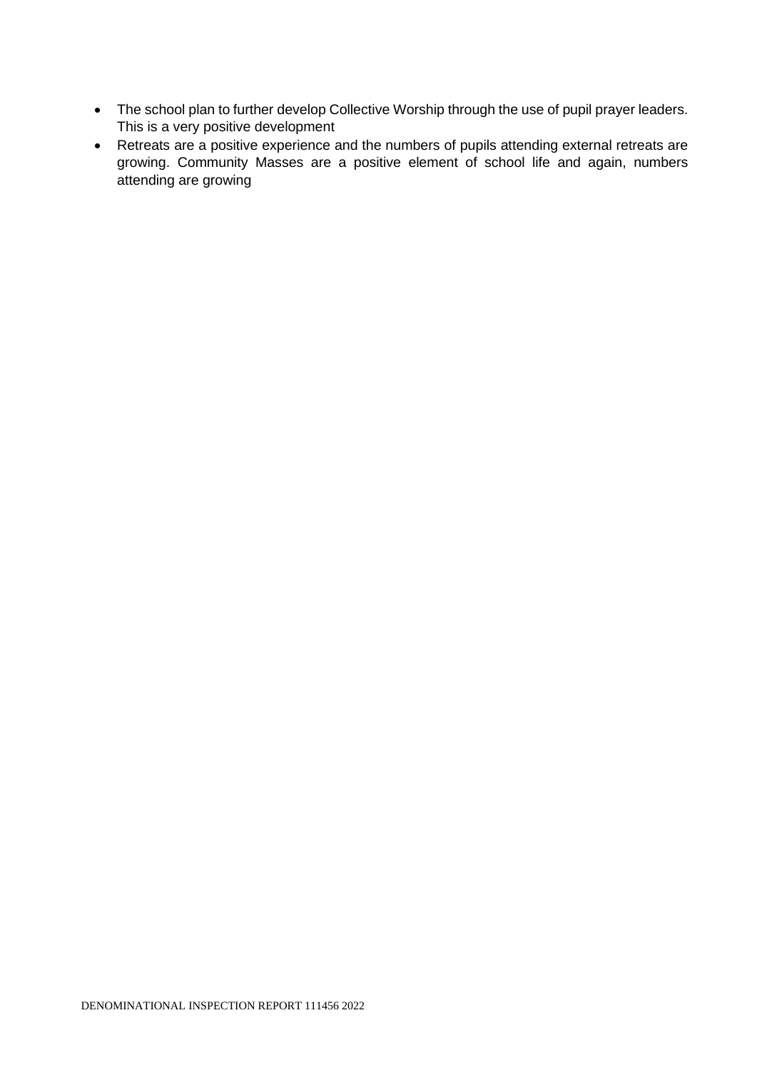- The school plan to further develop Collective Worship through the use of pupil prayer leaders. This is a very positive development
- Retreats are a positive experience and the numbers of pupils attending external retreats are growing. Community Masses are a positive element of school life and again, numbers attending are growing